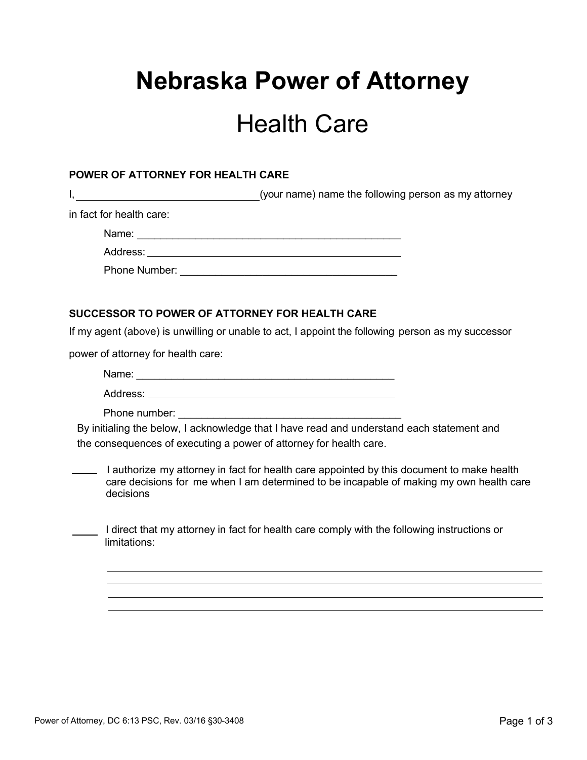# Nebraska Power of Attorney

## Health Care

**POWER OF ATTORNEY FOR HEALTH CARE**

I, ______________________________(your name) name the following person as my attorney in fact for health care:

Name: _____________________________________________

Address: ___________________________________________

Phone Number: _____________________________________

**SUCCESSOR TO POWER OF ATTORNEY FOR HEALTH CARE**

If my agent (above) is unwilling or unable to act, I appoint the following person as my successor power of attorney for health care:

Name: _____________________________________________

Address: ___________________________________________

Phone number: ______________________________________

By initialing the below, I acknowledge that I have read and understand each statement and the consequences of executing a power of attorney for health care.

_____ I authorize my attorney in fact for health care appointed by this document to make health care decisions for me when I am determined to be incapable of making my own health care decisions

_____ I direct that my attorney in fact for health care comply with the following instructions or limitations:

_______________________________________________________________________________

_______________________________________________________________________________

_______________________________________________________________________________

_______________________________________________________________________________

Power of Attorney, DC 6:13 PSC, Rev. 03/16 §30-3408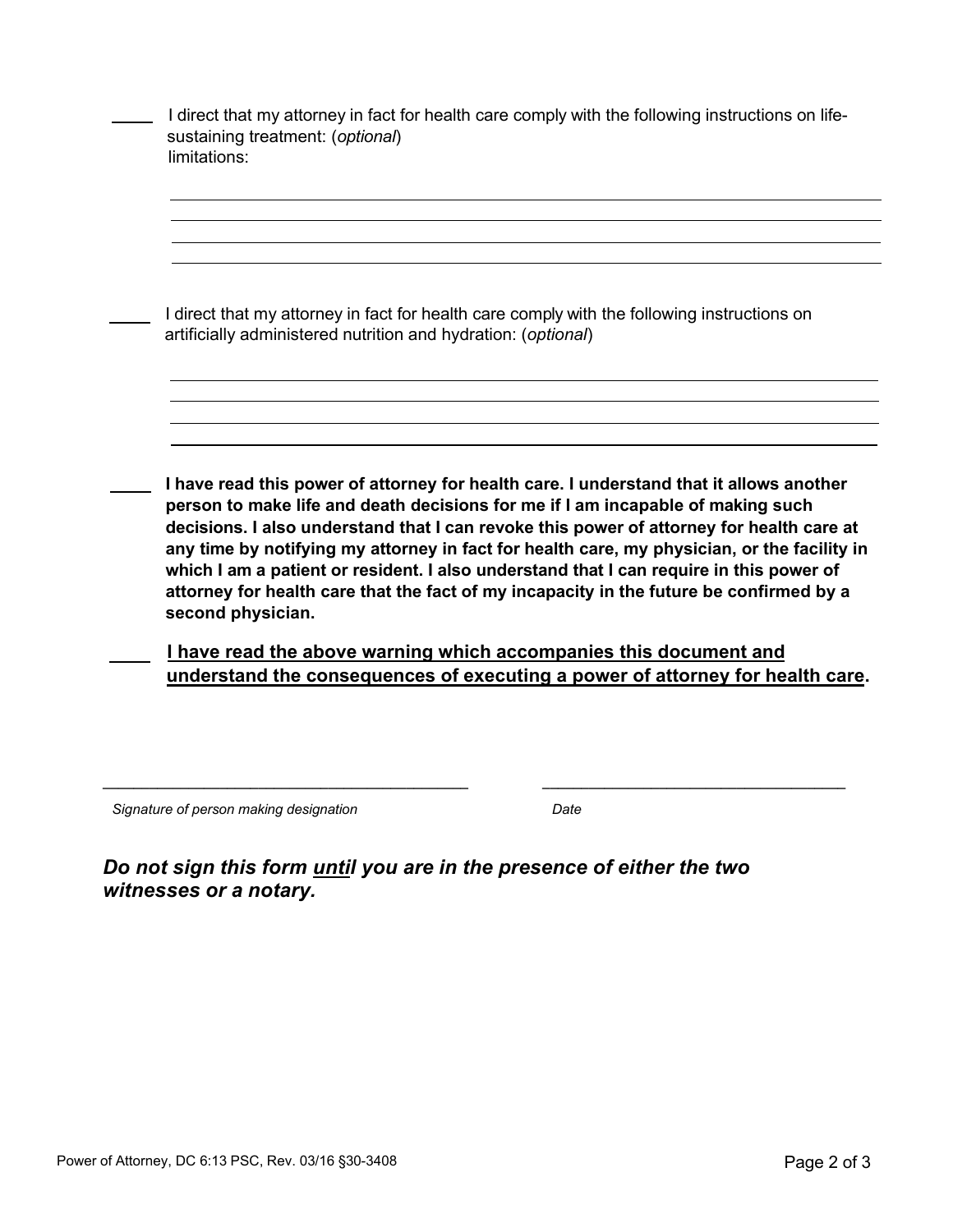_____ I direct that my attorney in fact for health care comply with the following instructions on life-sustaining treatment: (*optional*)
limitations:

______________________________________________________________________________

______________________________________________________________________________

______________________________________________________________________________

______________________________________________________________________________

_____ I direct that my attorney in fact for health care comply with the following instructions on artificially administered nutrition and hydration: (*optional*)

______________________________________________________________________________

______________________________________________________________________________

______________________________________________________________________________

______________________________________________________________________________

_____ **I have read this power of attorney for health care. I understand that it allows another person to make life and death decisions for me if I am incapable of making such decisions. I also understand that I can revoke this power of attorney for health care at any time by notifying my attorney in fact for health care, my physician, or the facility in which I am a patient or resident. I also understand that I can require in this power of attorney for health care that the fact of my incapacity in the future be confirmed by a second physician.**

_____ <u>**I have read the above warning which accompanies this document and understand the consequences of executing a power of attorney for health care**</u>**.**

_________________________________________ _________________________________

*Signature of person making designation* *Date*

***Do not sign this form <u>until</u> you are in the presence of either the two witnesses or a notary.***

Power of Attorney, DC 6:13 PSC, Rev. 03/16 §30-3408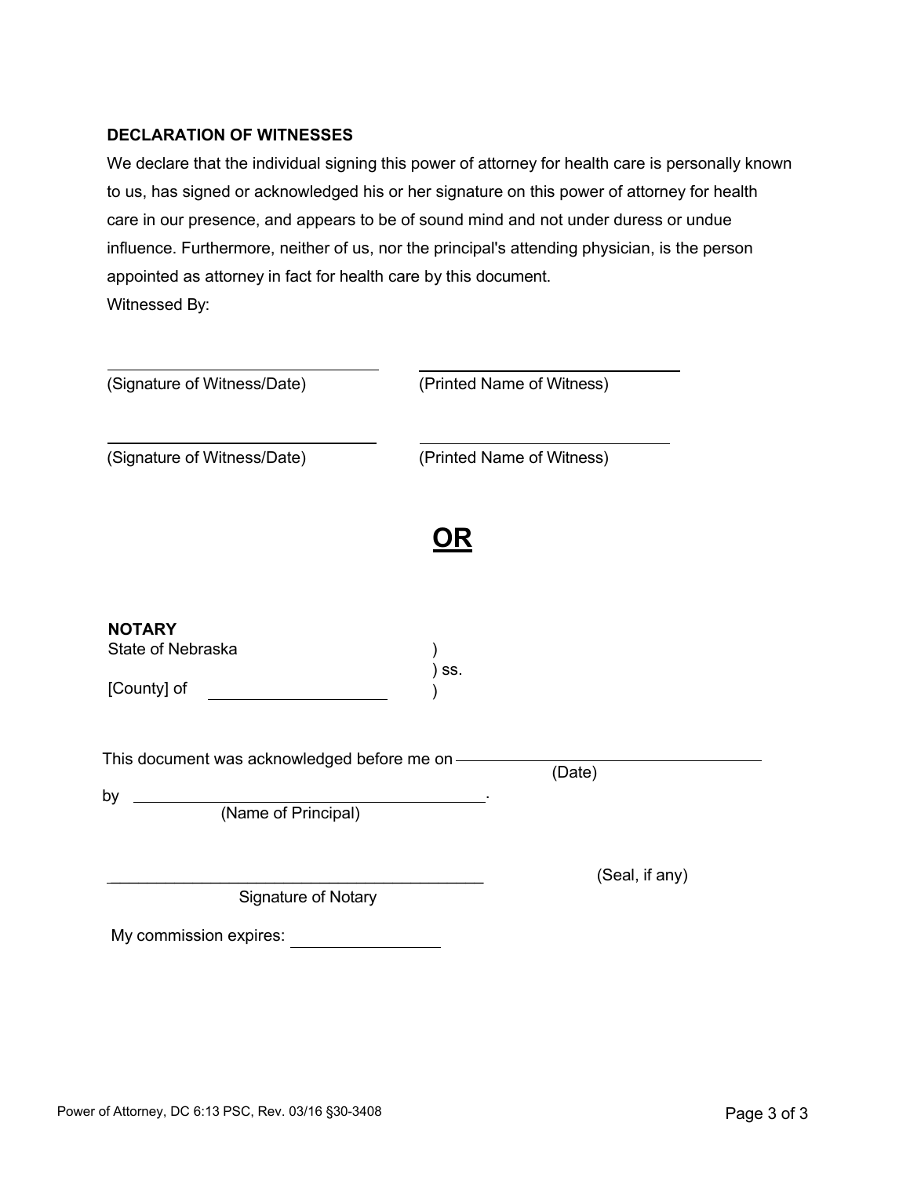**DECLARATION OF WITNESSES**

We declare that the individual signing this power of attorney for health care is personally known to us, has signed or acknowledged his or her signature on this power of attorney for health care in our presence, and appears to be of sound mind and not under duress or undue influence. Furthermore, neither of us, nor the principal's attending physician, is the person appointed as attorney in fact for health care by this document.

Witnessed By:

| | |
|---|---|
| ______________________________ | ______________________________ |
| (Signature of Witness/Date) | (Printed Name of Witness) |
| ______________________________ | ______________________________ |
| (Signature of Witness/Date) | (Printed Name of Witness) |

## OR

**NOTARY**

State of Nebraska )
) ss.
[County] of ____________________ )

This document was acknowledged before me on ______________________________
(Date)

by ______________________________.
(Name of Principal)

______________________________ (Seal, if any)
Signature of Notary

My commission expires: ________________

Power of Attorney, DC 6:13 PSC, Rev. 03/16 §30-3408